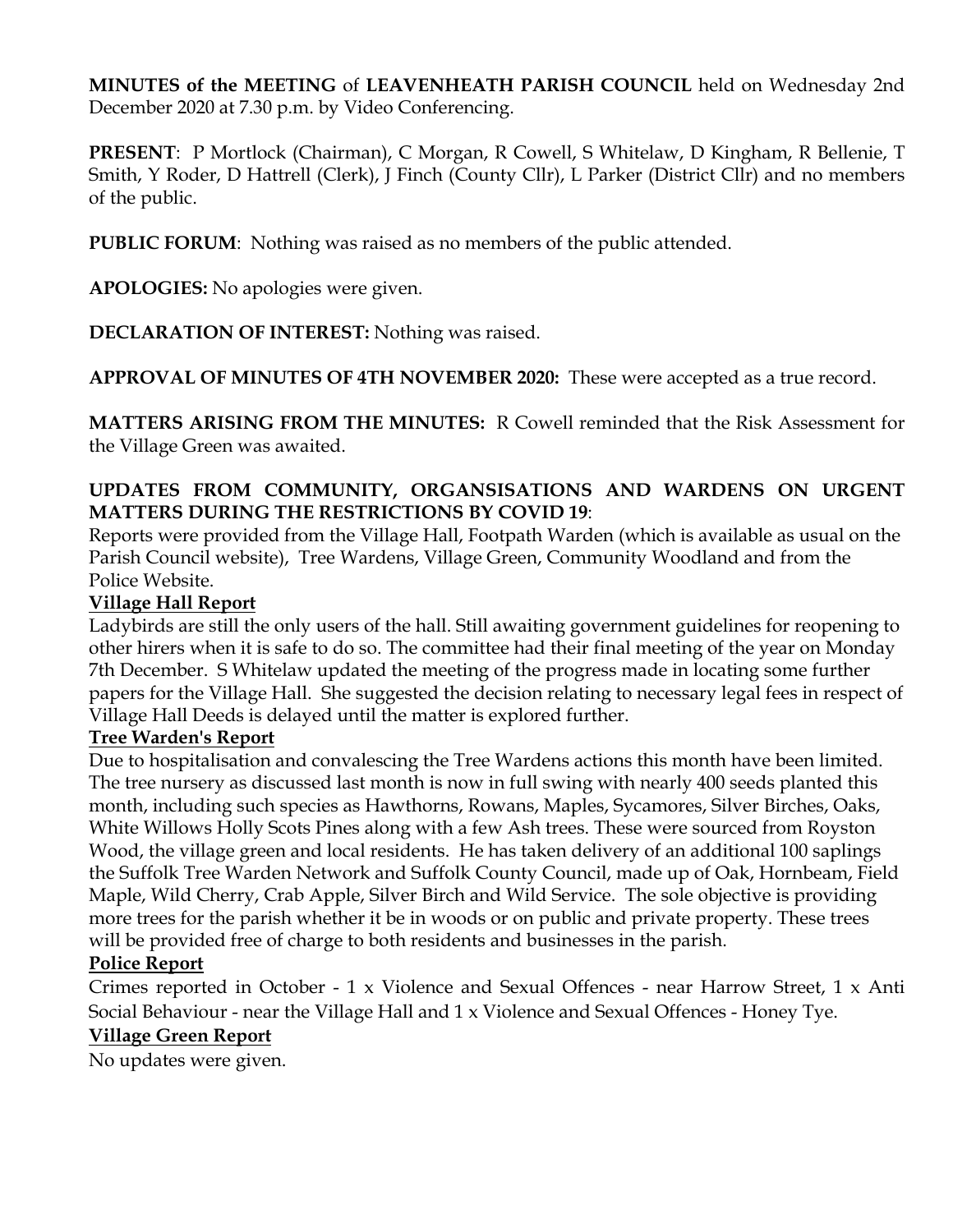**MINUTES of the MEETING** of **LEAVENHEATH PARISH COUNCIL** held on Wednesday 2nd December 2020 at 7.30 p.m. by Video Conferencing.

**PRESENT**: P Mortlock (Chairman), C Morgan, R Cowell, S Whitelaw, D Kingham, R Bellenie, T Smith, Y Roder, D Hattrell (Clerk), J Finch (County Cllr), L Parker (District Cllr) and no members of the public.

**PUBLIC FORUM**: Nothing was raised as no members of the public attended.

**APOLOGIES:** No apologies were given.

**DECLARATION OF INTEREST:** Nothing was raised.

**APPROVAL OF MINUTES OF 4TH NOVEMBER 2020:** These were accepted as a true record.

**MATTERS ARISING FROM THE MINUTES:** R Cowell reminded that the Risk Assessment for the Village Green was awaited.

**UPDATES FROM COMMUNITY, ORGANSISATIONS AND WARDENS ON URGENT MATTERS DURING THE RESTRICTIONS BY COVID 19**:

Reports were provided from the Village Hall, Footpath Warden (which is available as usual on the Parish Council website), Tree Wardens, Village Green, Community Woodland and from the Police Website.

**Village Hall Report**

Ladybirds are still the only users of the hall. Still awaiting government guidelines for reopening to other hirers when it is safe to do so. The committee had their final meeting of the year on Monday 7th December. S Whitelaw updated the meeting of the progress made in locating some further papers for the Village Hall. She suggested the decision relating to necessary legal fees in respect of Village Hall Deeds is delayed until the matter is explored further.

**Tree Warden's Report**

Due to hospitalisation and convalescing the Tree Wardens actions this month have been limited. The tree nursery as discussed last month is now in full swing with nearly 400 seeds planted this month, including such species as Hawthorns, Rowans, Maples, Sycamores, Silver Birches, Oaks, White Willows Holly Scots Pines along with a few Ash trees. These were sourced from Royston Wood, the village green and local residents. He has taken delivery of an additional 100 saplings the Suffolk Tree Warden Network and Suffolk County Council, made up of Oak, Hornbeam, Field Maple, Wild Cherry, Crab Apple, Silver Birch and Wild Service. The sole objective is providing more trees for the parish whether it be in woods or on public and private property. These trees will be provided free of charge to both residents and businesses in the parish.

**Police Report**

Crimes reported in October - 1 x Violence and Sexual Offences - near Harrow Street, 1 x Anti Social Behaviour - near the Village Hall and 1 x Violence and Sexual Offences - Honey Tye.

**Village Green Report**

No updates were given.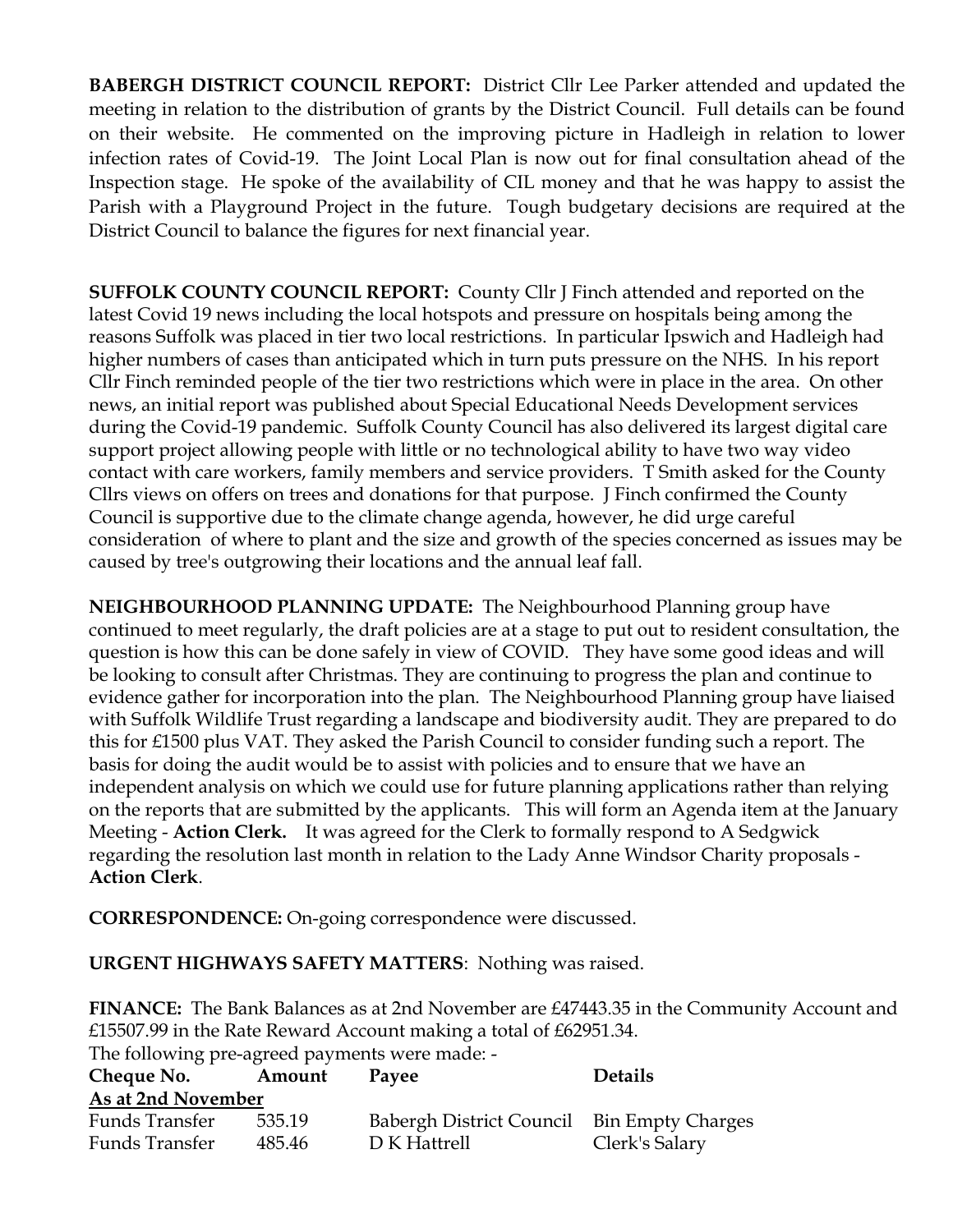**BABERGH DISTRICT COUNCIL REPORT:** District Cllr Lee Parker attended and updated the meeting in relation to the distribution of grants by the District Council. Full details can be found on their website. He commented on the improving picture in Hadleigh in relation to lower infection rates of Covid-19. The Joint Local Plan is now out for final consultation ahead of the Inspection stage. He spoke of the availability of CIL money and that he was happy to assist the Parish with a Playground Project in the future. Tough budgetary decisions are required at the District Council to balance the figures for next financial year.

**SUFFOLK COUNTY COUNCIL REPORT:** County Cllr J Finch attended and reported on the latest Covid 19 news including the local hotspots and pressure on hospitals being among the reasons Suffolk was placed in tier two local restrictions. In particular Ipswich and Hadleigh had higher numbers of cases than anticipated which in turn puts pressure on the NHS. In his report Cllr Finch reminded people of the tier two restrictions which were in place in the area. On other news, an initial report was published about Special Educational Needs Development services during the Covid-19 pandemic. Suffolk County Council has also delivered its largest digital care support project allowing people with little or no technological ability to have two way video contact with care workers, family members and service providers. T Smith asked for the County Cllrs views on offers on trees and donations for that purpose. J Finch confirmed the County Council is supportive due to the climate change agenda, however, he did urge careful consideration of where to plant and the size and growth of the species concerned as issues may be caused by tree's outgrowing their locations and the annual leaf fall.

**NEIGHBOURHOOD PLANNING UPDATE:** The Neighbourhood Planning group have continued to meet regularly, the draft policies are at a stage to put out to resident consultation, the question is how this can be done safely in view of COVID. They have some good ideas and will be looking to consult after Christmas. They are continuing to progress the plan and continue to evidence gather for incorporation into the plan. The Neighbourhood Planning group have liaised with Suffolk Wildlife Trust regarding a landscape and biodiversity audit. They are prepared to do this for £1500 plus VAT. They asked the Parish Council to consider funding such a report. The basis for doing the audit would be to assist with policies and to ensure that we have an independent analysis on which we could use for future planning applications rather than relying on the reports that are submitted by the applicants. This will form an Agenda item at the January Meeting - **Action Clerk.** It was agreed for the Clerk to formally respond to A Sedgwick regarding the resolution last month in relation to the Lady Anne Windsor Charity proposals - **Action Clerk**.

**CORRESPONDENCE:** On-going correspondence were discussed.

**URGENT HIGHWAYS SAFETY MATTERS**: Nothing was raised.

**FINANCE:** The Bank Balances as at 2nd November are £47443.35 in the Community Account and £15507.99 in the Rate Reward Account making a total of £62951.34.

The following pre-agreed payments were made: -

| Cheque No. | Amount | Payee | Details |
|---|---|---|---|
| **As at 2nd November** | | | |
| Funds Transfer | 535.19 | Babergh District Council | Bin Empty Charges |
| Funds Transfer | 485.46 | D K Hattrell | Clerk's Salary |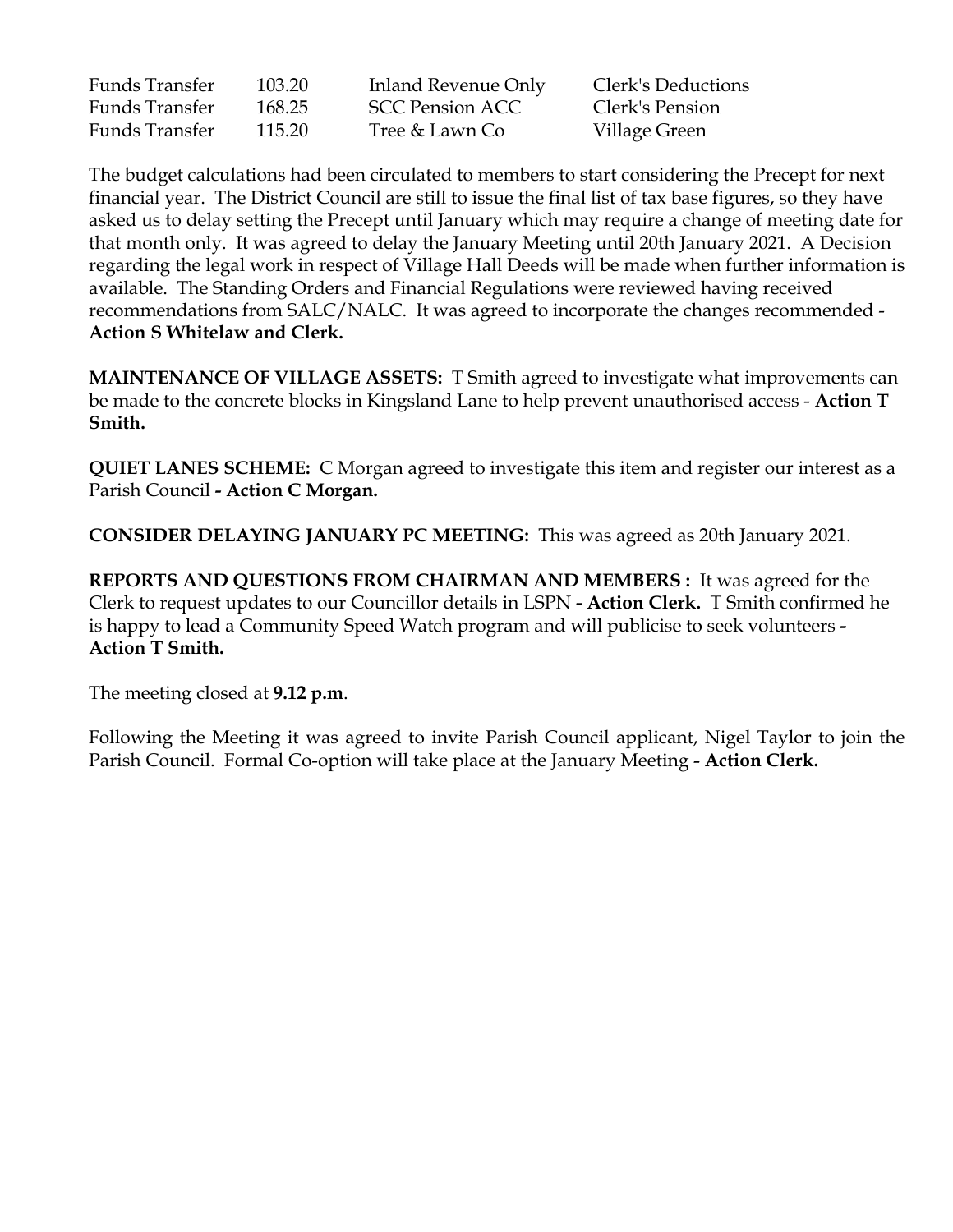| | | | |
|---|---|---|---|
| Funds Transfer | 103.20 | Inland Revenue Only | Clerk's Deductions |
| Funds Transfer | 168.25 | SCC Pension ACC | Clerk's Pension |
| Funds Transfer | 115.20 | Tree & Lawn Co | Village Green |

The budget calculations had been circulated to members to start considering the Precept for next financial year. The District Council are still to issue the final list of tax base figures, so they have asked us to delay setting the Precept until January which may require a change of meeting date for that month only. It was agreed to delay the January Meeting until 20th January 2021. A Decision regarding the legal work in respect of Village Hall Deeds will be made when further information is available. The Standing Orders and Financial Regulations were reviewed having received recommendations from SALC/NALC. It was agreed to incorporate the changes recommended - **Action S Whitelaw and Clerk.**

**MAINTENANCE OF VILLAGE ASSETS:** T Smith agreed to investigate what improvements can be made to the concrete blocks in Kingsland Lane to help prevent unauthorised access - **Action T Smith.**

**QUIET LANES SCHEME:** C Morgan agreed to investigate this item and register our interest as a Parish Council **- Action C Morgan.**

**CONSIDER DELAYING JANUARY PC MEETING:** This was agreed as 20th January 2021.

**REPORTS AND QUESTIONS FROM CHAIRMAN AND MEMBERS :** It was agreed for the Clerk to request updates to our Councillor details in LSPN **- Action Clerk.** T Smith confirmed he is happy to lead a Community Speed Watch program and will publicise to seek volunteers **- Action T Smith.**

The meeting closed at **9.12 p.m**.

Following the Meeting it was agreed to invite Parish Council applicant, Nigel Taylor to join the Parish Council. Formal Co-option will take place at the January Meeting **- Action Clerk.**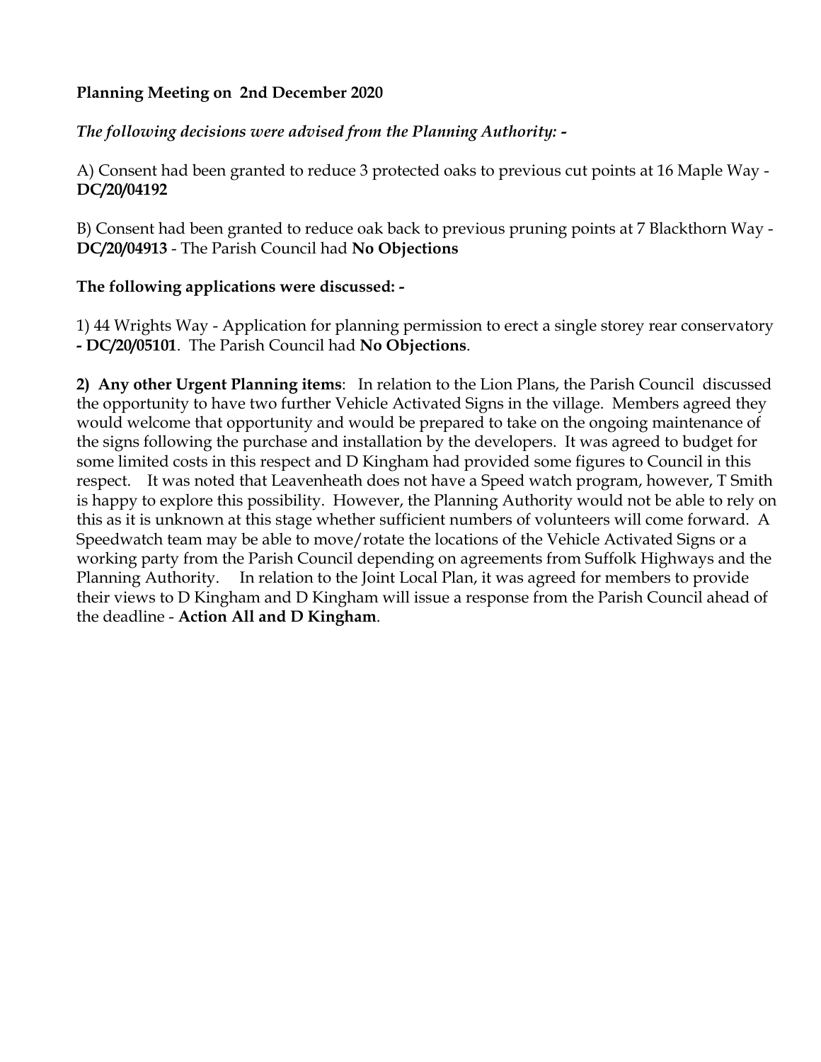**Planning Meeting on 2nd December 2020**

***The following decisions were advised from the Planning Authority: -***

A) Consent had been granted to reduce 3 protected oaks to previous cut points at 16 Maple Way - **DC/20/04192**

B) Consent had been granted to reduce oak back to previous pruning points at 7 Blackthorn Way - **DC/20/04913** - The Parish Council had **No Objections**

**The following applications were discussed: -**

1) 44 Wrights Way - Application for planning permission to erect a single storey rear conservatory **- DC/20/05101**. The Parish Council had **No Objections**.

**2) Any other Urgent Planning items**: In relation to the Lion Plans, the Parish Council discussed the opportunity to have two further Vehicle Activated Signs in the village. Members agreed they would welcome that opportunity and would be prepared to take on the ongoing maintenance of the signs following the purchase and installation by the developers. It was agreed to budget for some limited costs in this respect and D Kingham had provided some figures to Council in this respect. It was noted that Leavenheath does not have a Speed watch program, however, T Smith is happy to explore this possibility. However, the Planning Authority would not be able to rely on this as it is unknown at this stage whether sufficient numbers of volunteers will come forward. A Speedwatch team may be able to move/rotate the locations of the Vehicle Activated Signs or a working party from the Parish Council depending on agreements from Suffolk Highways and the Planning Authority. In relation to the Joint Local Plan, it was agreed for members to provide their views to D Kingham and D Kingham will issue a response from the Parish Council ahead of the deadline - **Action All and D Kingham**.